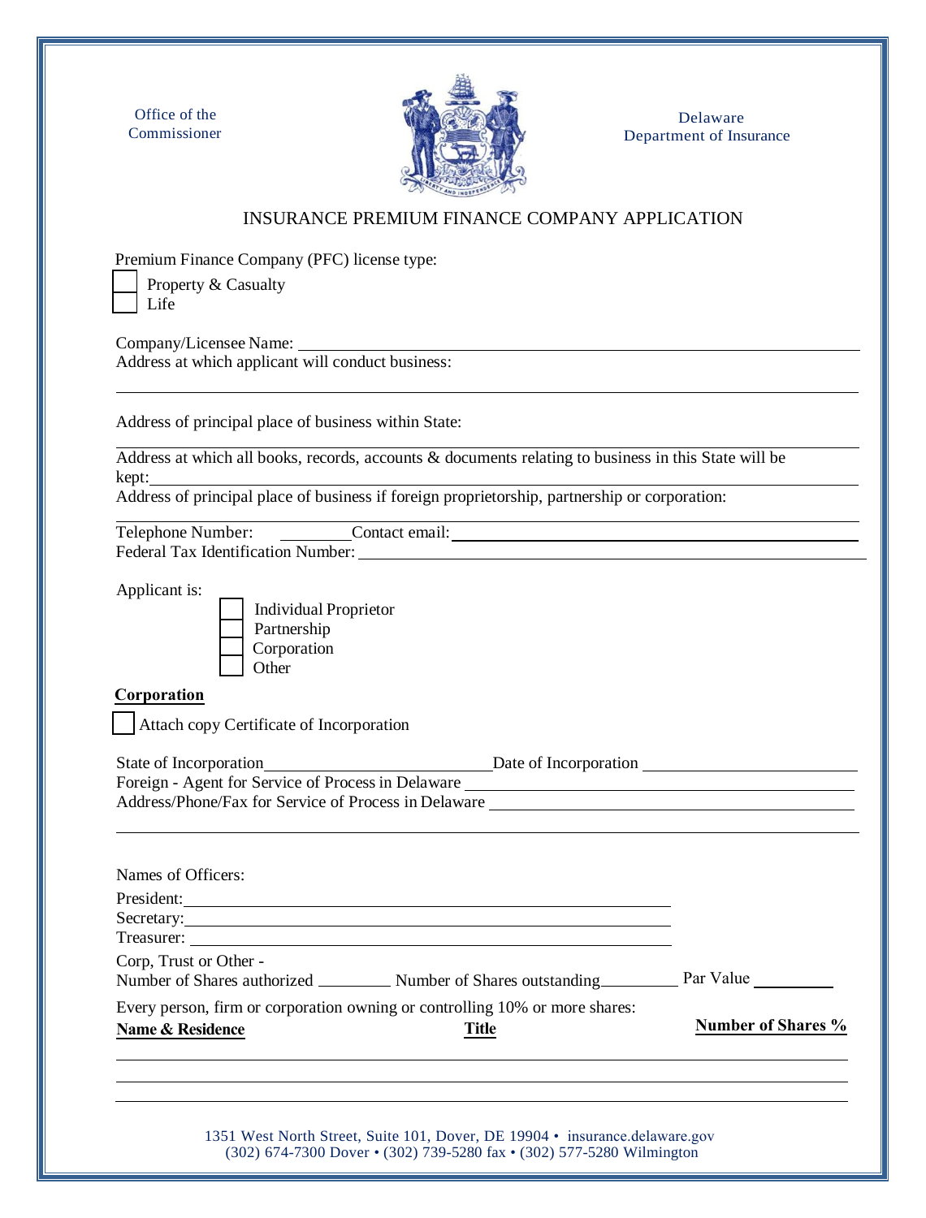Office of the Commissioner

Delaware Department of Insurance

# INSURANCE PREMIUM FINANCE COMPANY APPLICATION

Premium Finance Company (PFC) license type:

☐ Property & Casualty
☐ Life

Company/Licensee Name: ______________________________

Address at which applicant will conduct business:

______________________________

Address of principal place of business within State:

______________________________

Address at which all books, records, accounts & documents relating to business in this State will be kept: ______________________________

Address of principal place of business if foreign proprietorship, partnership or corporation:

______________________________

Telephone Number: __________ Contact email: ______________________________

Federal Tax Identification Number: ______________________________

Applicant is:

☐ Individual Proprietor
☐ Partnership
☐ Corporation
☐ Other

**Corporation**

☐ Attach copy Certificate of Incorporation

State of Incorporation ______________________ Date of Incorporation ______________________

Foreign - Agent for Service of Process in Delaware ______________________________

Address/Phone/Fax for Service of Process in Delaware ______________________________

______________________________

Names of Officers:

President: ______________________________

Secretary: ______________________________

Treasurer: ______________________________

Corp, Trust or Other -

Number of Shares authorized ________ Number of Shares outstanding ________ Par Value ________

Every person, firm or corporation owning or controlling 10% or more shares:

| **Name & Residence** | **Title** | **Number of Shares %** |
|---|---|---|
| | | |
| | | |
| | | |

1351 West North Street, Suite 101, Dover, DE 19904 • insurance.delaware.gov
(302) 674-7300 Dover • (302) 739-5280 fax • (302) 577-5280 Wilmington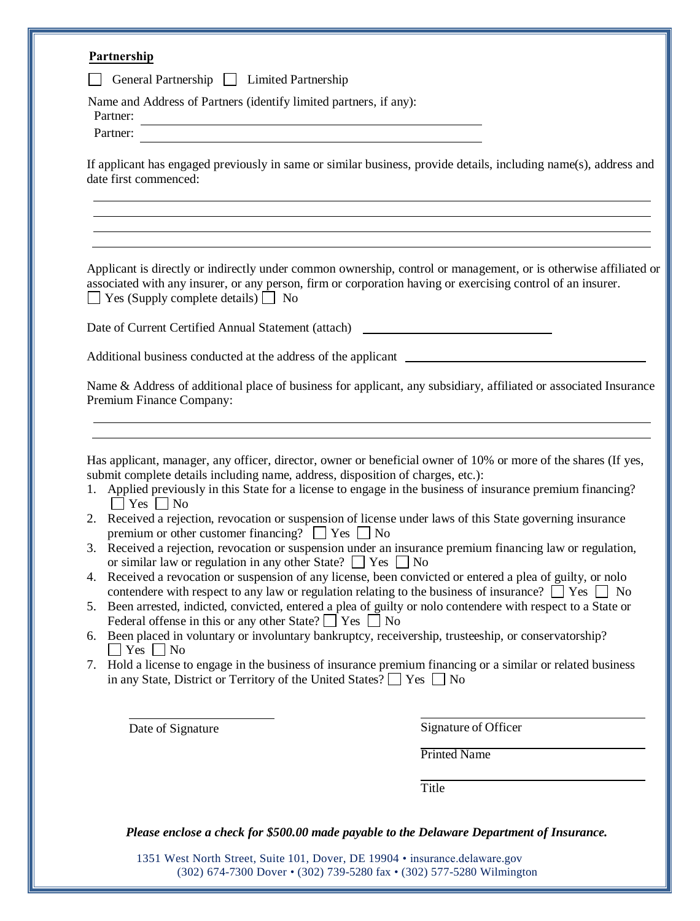**Partnership**

☐ General Partnership ☐ Limited Partnership

Name and Address of Partners (identify limited partners, if any):

Partner: ______________________________________________

Partner: ______________________________________________

If applicant has engaged previously in same or similar business, provide details, including name(s), address and date first commenced:

______________________________________________

______________________________________________

______________________________________________

______________________________________________

Applicant is directly or indirectly under common ownership, control or management, or is otherwise affiliated or associated with any insurer, or any person, firm or corporation having or exercising control of an insurer.

☐ Yes (Supply complete details) ☐ No

Date of Current Certified Annual Statement (attach) ______________________________

Additional business conducted at the address of the applicant ______________________________

Name & Address of additional place of business for applicant, any subsidiary, affiliated or associated Insurance Premium Finance Company:

______________________________________________

______________________________________________

Has applicant, manager, any officer, director, owner or beneficial owner of 10% or more of the shares (If yes, submit complete details including name, address, disposition of charges, etc.):

1. Applied previously in this State for a license to engage in the business of insurance premium financing? ☐ Yes ☐ No
2. Received a rejection, revocation or suspension of license under laws of this State governing insurance premium or other customer financing? ☐ Yes ☐ No
3. Received a rejection, revocation or suspension under an insurance premium financing law or regulation, or similar law or regulation in any other State? ☐ Yes ☐ No
4. Received a revocation or suspension of any license, been convicted or entered a plea of guilty, or nolo contendere with respect to any law or regulation relating to the business of insurance? ☐ Yes ☐ No
5. Been arrested, indicted, convicted, entered a plea of guilty or nolo contendere with respect to a State or Federal offense in this or any other State? ☐ Yes ☐ No
6. Been placed in voluntary or involuntary bankruptcy, receivership, trusteeship, or conservatorship? ☐ Yes ☐ No
7. Hold a license to engage in the business of insurance premium financing or a similar or related business in any State, District or Territory of the United States? ☐ Yes ☐ No

______________________________ Date of Signature

______________________________ Signature of Officer

______________________________ Printed Name

______________________________ Title

***Please enclose a check for $500.00 made payable to the Delaware Department of Insurance.***

1351 West North Street, Suite 101, Dover, DE 19904 • insurance.delaware.gov
(302) 674-7300 Dover • (302) 739-5280 fax • (302) 577-5280 Wilmington